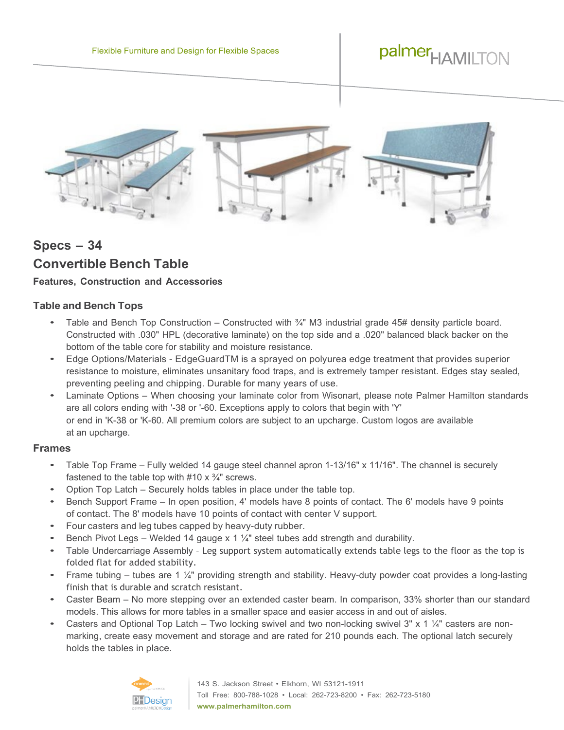Flexible Furniture and Design for Flexible Spaces

palmerHAMILTON

# Specs – 34

## Convertible Bench Table

**Features, Construction and Accessories**

### Table and Bench Tops

- Table and Bench Top Construction – Constructed with ¾" M3 industrial grade 45# density particle board. Constructed with .030" HPL (decorative laminate) on the top side and a .020" balanced black backer on the bottom of the table core for stability and moisture resistance.
- Edge Options/Materials - EdgeGuardTM is a sprayed on polyurea edge treatment that provides superior resistance to moisture, eliminates unsanitary food traps, and is extremely tamper resistant. Edges stay sealed, preventing peeling and chipping. Durable for many years of use.
- Laminate Options – When choosing your laminate color from Wisonart, please note Palmer Hamilton standards are all colors ending with '-38 or '-60. Exceptions apply to colors that begin with 'Y' or end in 'K-38 or 'K-60. All premium colors are subject to an upcharge. Custom logos are available at an upcharge.

### Frames

- Table Top Frame – Fully welded 14 gauge steel channel apron 1-13/16" x 11/16". The channel is securely fastened to the table top with #10 x ¾" screws.
- Option Top Latch – Securely holds tables in place under the table top.
- Bench Support Frame – In open position, 4' models have 8 points of contact. The 6' models have 9 points of contact. The 8' models have 10 points of contact with center V support.
- Four casters and leg tubes capped by heavy-duty rubber.
- Bench Pivot Legs – Welded 14 gauge x 1 ¼" steel tubes add strength and durability.
- Table Undercarriage Assembly - Leg support system automatically extends table legs to the floor as the top is folded flat for added stability.
- Frame tubing – tubes are 1 ¼" providing strength and stability. Heavy-duty powder coat provides a long-lasting finish that is durable and scratch resistant.
- Caster Beam – No more stepping over an extended caster beam. In comparison, 33% shorter than our standard models. This allows for more tables in a smaller space and easier access in and out of aisles.
- Casters and Optional Top Latch – Two locking swivel and two non-locking swivel 3" x 1 ¼" casters are non-marking, create easy movement and storage and are rated for 210 pounds each. The optional latch securely holds the tables in place.

143 S. Jackson Street • Elkhorn, WI 53121-1911
Toll Free: 800-788-1028 • Local: 262-723-8200 • Fax: 262-723-5180
**www.palmerhamilton.com**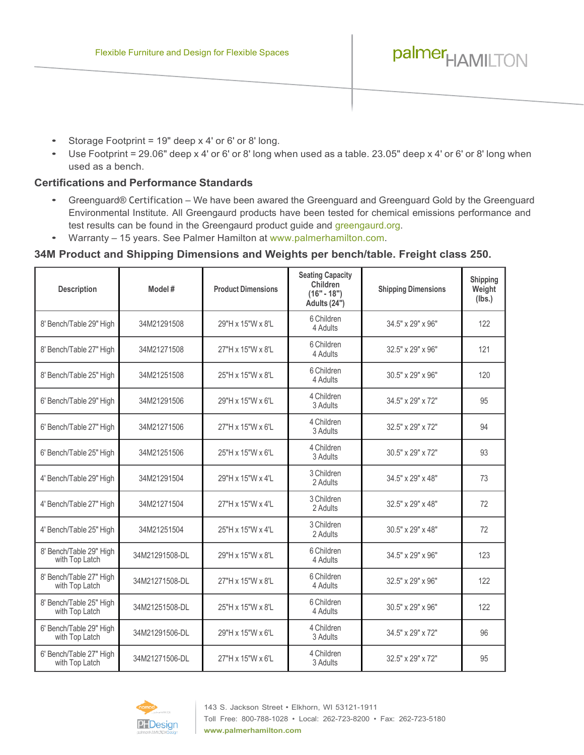- Storage Footprint = 19" deep x 4' or 6' or 8' long.
- Use Footprint = 29.06" deep x 4' or 6' or 8' long when used as a table. 23.05" deep x 4' or 6' or 8' long when used as a bench.

### Certifications and Performance Standards

- Greenguard® Certification – We have been awared the Greenguard and Greenguard Gold by the Greenguard Environmental Institute. All Greengaurd products have been tested for chemical emissions performance and test results can be found in the Greengaurd product guide and greengaurd.org.
- Warranty – 15 years. See Palmer Hamilton at www.palmerhamilton.com.

### 34M Product and Shipping Dimensions and Weights per bench/table. Freight class 250.

| Description | Model # | Product Dimensions | Seating Capacity Children (16" - 18") Adults (24") | Shipping Dimensions | Shipping Weight (lbs.) |
|---|---|---|---|---|---|
| 8' Bench/Table 29" High | 34M21291508 | 29"H x 15"W x 8'L | 6 Children 4 Adults | 34.5" x 29" x 96" | 122 |
| 8' Bench/Table 27" High | 34M21271508 | 27"H x 15"W x 8'L | 6 Children 4 Adults | 32.5" x 29" x 96" | 121 |
| 8' Bench/Table 25" High | 34M21251508 | 25"H x 15"W x 8'L | 6 Children 4 Adults | 30.5" x 29" x 96" | 120 |
| 6' Bench/Table 29" High | 34M21291506 | 29"H x 15"W x 6'L | 4 Children 3 Adults | 34.5" x 29" x 72" | 95 |
| 6' Bench/Table 27" High | 34M21271506 | 27"H x 15"W x 6'L | 4 Children 3 Adults | 32.5" x 29" x 72" | 94 |
| 6' Bench/Table 25" High | 34M21251506 | 25"H x 15"W x 6'L | 4 Children 3 Adults | 30.5" x 29" x 72" | 93 |
| 4' Bench/Table 29" High | 34M21291504 | 29"H x 15"W x 4'L | 3 Children 2 Adults | 34.5" x 29" x 48" | 73 |
| 4' Bench/Table 27" High | 34M21271504 | 27"H x 15"W x 4'L | 3 Children 2 Adults | 32.5" x 29" x 48" | 72 |
| 4' Bench/Table 25" High | 34M21251504 | 25"H x 15"W x 4'L | 3 Children 2 Adults | 30.5" x 29" x 48" | 72 |
| 8' Bench/Table 29" High with Top Latch | 34M21291508-DL | 29"H x 15"W x 8'L | 6 Children 4 Adults | 34.5" x 29" x 96" | 123 |
| 8' Bench/Table 27" High with Top Latch | 34M21271508-DL | 27"H x 15"W x 8'L | 6 Children 4 Adults | 32.5" x 29" x 96" | 122 |
| 8' Bench/Table 25" High with Top Latch | 34M21251508-DL | 25"H x 15"W x 8'L | 6 Children 4 Adults | 30.5" x 29" x 96" | 122 |
| 6' Bench/Table 29" High with Top Latch | 34M21291506-DL | 29"H x 15"W x 6'L | 4 Children 3 Adults | 34.5" x 29" x 72" | 96 |
| 6' Bench/Table 27" High with Top Latch | 34M21271506-DL | 27"H x 15"W x 6'L | 4 Children 3 Adults | 32.5" x 29" x 72" | 95 |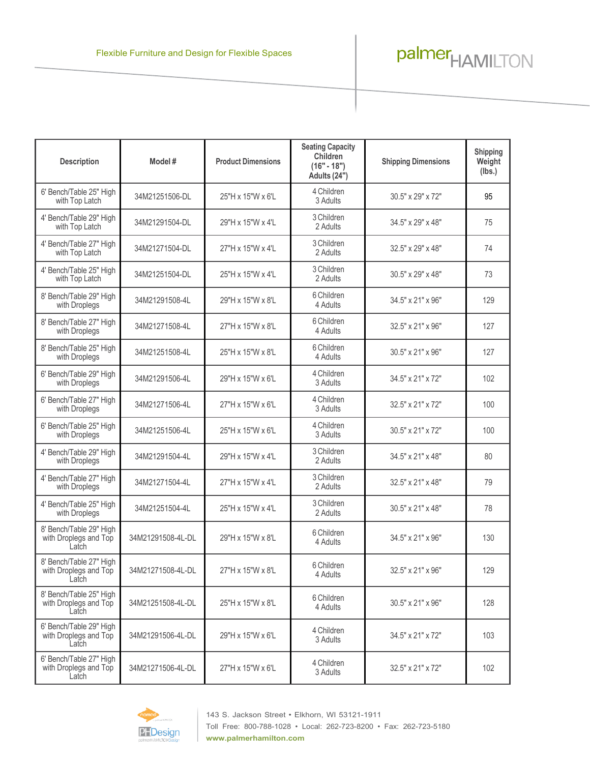Flexible Furniture and Design for Flexible Spaces

palmerHAMILTON

| Description | Model # | Product Dimensions | Seating Capacity Children (16" - 18") Adults (24") | Shipping Dimensions | Shipping Weight (lbs.) |
|---|---|---|---|---|---|
| 6' Bench/Table 25" High with Top Latch | 34M21251506-DL | 25"H x 15"W x 6'L | 4 Children 3 Adults | 30.5" x 29" x 72" | 95 |
| 4' Bench/Table 29" High with Top Latch | 34M21291504-DL | 29"H x 15"W x 4'L | 3 Children 2 Adults | 34.5" x 29" x 48" | 75 |
| 4' Bench/Table 27" High with Top Latch | 34M21271504-DL | 27"H x 15"W x 4'L | 3 Children 2 Adults | 32.5" x 29" x 48" | 74 |
| 4' Bench/Table 25" High with Top Latch | 34M21251504-DL | 25"H x 15"W x 4'L | 3 Children 2 Adults | 30.5" x 29" x 48" | 73 |
| 8' Bench/Table 29" High with Droplegs | 34M21291508-4L | 29"H x 15"W x 8'L | 6 Children 4 Adults | 34.5" x 21" x 96" | 129 |
| 8' Bench/Table 27" High with Droplegs | 34M21271508-4L | 27"H x 15"W x 8'L | 6 Children 4 Adults | 32.5" x 21" x 96" | 127 |
| 8' Bench/Table 25" High with Droplegs | 34M21251508-4L | 25"H x 15"W x 8'L | 6 Children 4 Adults | 30.5" x 21" x 96" | 127 |
| 6' Bench/Table 29" High with Droplegs | 34M21291506-4L | 29"H x 15"W x 6'L | 4 Children 3 Adults | 34.5" x 21" x 72" | 102 |
| 6' Bench/Table 27" High with Droplegs | 34M21271506-4L | 27"H x 15"W x 6'L | 4 Children 3 Adults | 32.5" x 21" x 72" | 100 |
| 6' Bench/Table 25" High with Droplegs | 34M21251506-4L | 25"H x 15"W x 6'L | 4 Children 3 Adults | 30.5" x 21" x 72" | 100 |
| 4' Bench/Table 29" High with Droplegs | 34M21291504-4L | 29"H x 15"W x 4'L | 3 Children 2 Adults | 34.5" x 21" x 48" | 80 |
| 4' Bench/Table 27" High with Droplegs | 34M21271504-4L | 27"H x 15"W x 4'L | 3 Children 2 Adults | 32.5" x 21" x 48" | 79 |
| 4' Bench/Table 25" High with Droplegs | 34M21251504-4L | 25"H x 15"W x 4'L | 3 Children 2 Adults | 30.5" x 21" x 48" | 78 |
| 8' Bench/Table 29" High with Droplegs and Top Latch | 34M21291508-4L-DL | 29"H x 15"W x 8'L | 6 Children 4 Adults | 34.5" x 21" x 96" | 130 |
| 8' Bench/Table 27" High with Droplegs and Top Latch | 34M21271508-4L-DL | 27"H x 15"W x 8'L | 6 Children 4 Adults | 32.5" x 21" x 96" | 129 |
| 8' Bench/Table 25" High with Droplegs and Top Latch | 34M21251508-4L-DL | 25"H x 15"W x 8'L | 6 Children 4 Adults | 30.5" x 21" x 96" | 128 |
| 6' Bench/Table 29" High with Droplegs and Top Latch | 34M21291506-4L-DL | 29"H x 15"W x 6'L | 4 Children 3 Adults | 34.5" x 21" x 72" | 103 |
| 6' Bench/Table 27" High with Droplegs and Top Latch | 34M21271506-4L-DL | 27"H x 15"W x 6'L | 4 Children 3 Adults | 32.5" x 21" x 72" | 102 |

143 S. Jackson Street • Elkhorn, WI 53121-1911
Toll Free: 800-788-1028 • Local: 262-723-8200 • Fax: 262-723-5180
www.palmerhamilton.com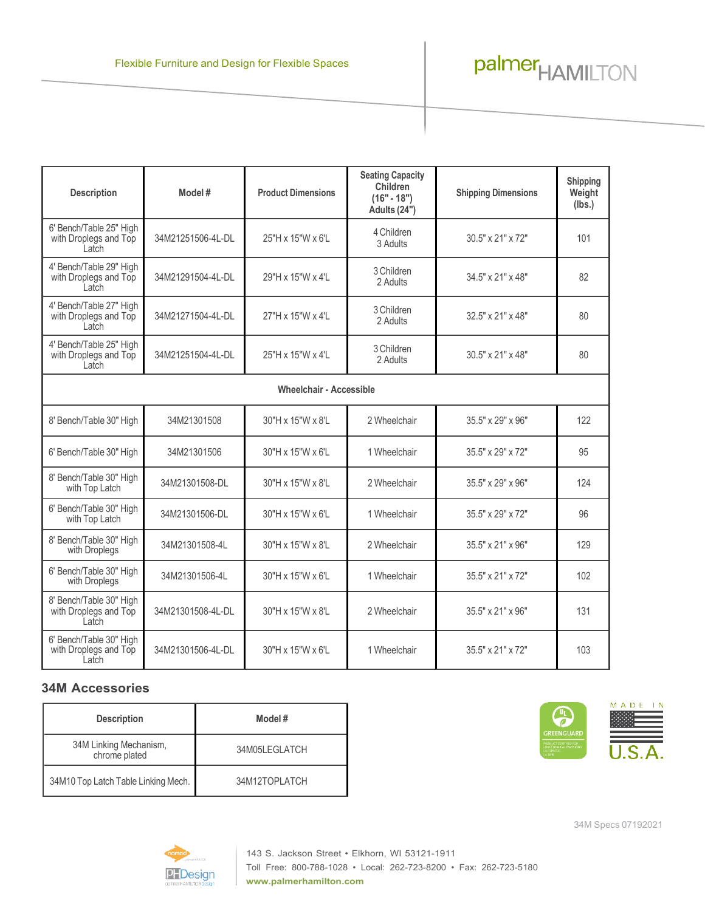| Description | Model # | Product Dimensions | Seating Capacity Children (16" - 18") Adults (24") | Shipping Dimensions | Shipping Weight (lbs.) |
|---|---|---|---|---|---|
| 6' Bench/Table 25" High with Droplegs and Top Latch | 34M21251506-4L-DL | 25"H x 15"W x 6'L | 4 Children 3 Adults | 30.5" x 21" x 72" | 101 |
| 4' Bench/Table 29" High with Droplegs and Top Latch | 34M21291504-4L-DL | 29"H x 15"W x 4'L | 3 Children 2 Adults | 34.5" x 21" x 48" | 82 |
| 4' Bench/Table 27" High with Droplegs and Top Latch | 34M21271504-4L-DL | 27"H x 15"W x 4'L | 3 Children 2 Adults | 32.5" x 21" x 48" | 80 |
| 4' Bench/Table 25" High with Droplegs and Top Latch | 34M21251504-4L-DL | 25"H x 15"W x 4'L | 3 Children 2 Adults | 30.5" x 21" x 48" | 80 |
| **Wheelchair - Accessible** | | | | | |
| 8' Bench/Table 30" High | 34M21301508 | 30"H x 15"W x 8'L | 2 Wheelchair | 35.5" x 29" x 96" | 122 |
| 6' Bench/Table 30" High | 34M21301506 | 30"H x 15"W x 6'L | 1 Wheelchair | 35.5" x 29" x 72" | 95 |
| 8' Bench/Table 30" High with Top Latch | 34M21301508-DL | 30"H x 15"W x 8'L | 2 Wheelchair | 35.5" x 29" x 96" | 124 |
| 6' Bench/Table 30" High with Top Latch | 34M21301506-DL | 30"H x 15"W x 6'L | 1 Wheelchair | 35.5" x 29" x 72" | 96 |
| 8' Bench/Table 30" High with Droplegs | 34M21301508-4L | 30"H x 15"W x 8'L | 2 Wheelchair | 35.5" x 21" x 96" | 129 |
| 6' Bench/Table 30" High with Droplegs | 34M21301506-4L | 30"H x 15"W x 6'L | 1 Wheelchair | 35.5" x 21" x 72" | 102 |
| 8' Bench/Table 30" High with Droplegs and Top Latch | 34M21301508-4L-DL | 30"H x 15"W x 8'L | 2 Wheelchair | 35.5" x 21" x 96" | 131 |
| 6' Bench/Table 30" High with Droplegs and Top Latch | 34M21301506-4L-DL | 30"H x 15"W x 6'L | 1 Wheelchair | 35.5" x 21" x 72" | 103 |

## 34M Accessories

| Description | Model # |
|---|---|
| 34M Linking Mechanism, chrome plated | 34M05LEGLATCH |
| 34M10 Top Latch Table Linking Mech. | 34M12TOPLATCH |

34M Specs 07192021

143 S. Jackson Street • Elkhorn, WI 53121-1911
Toll Free: 800-788-1028 • Local: 262-723-8200 • Fax: 262-723-5180
**www.palmerhamilton.com**